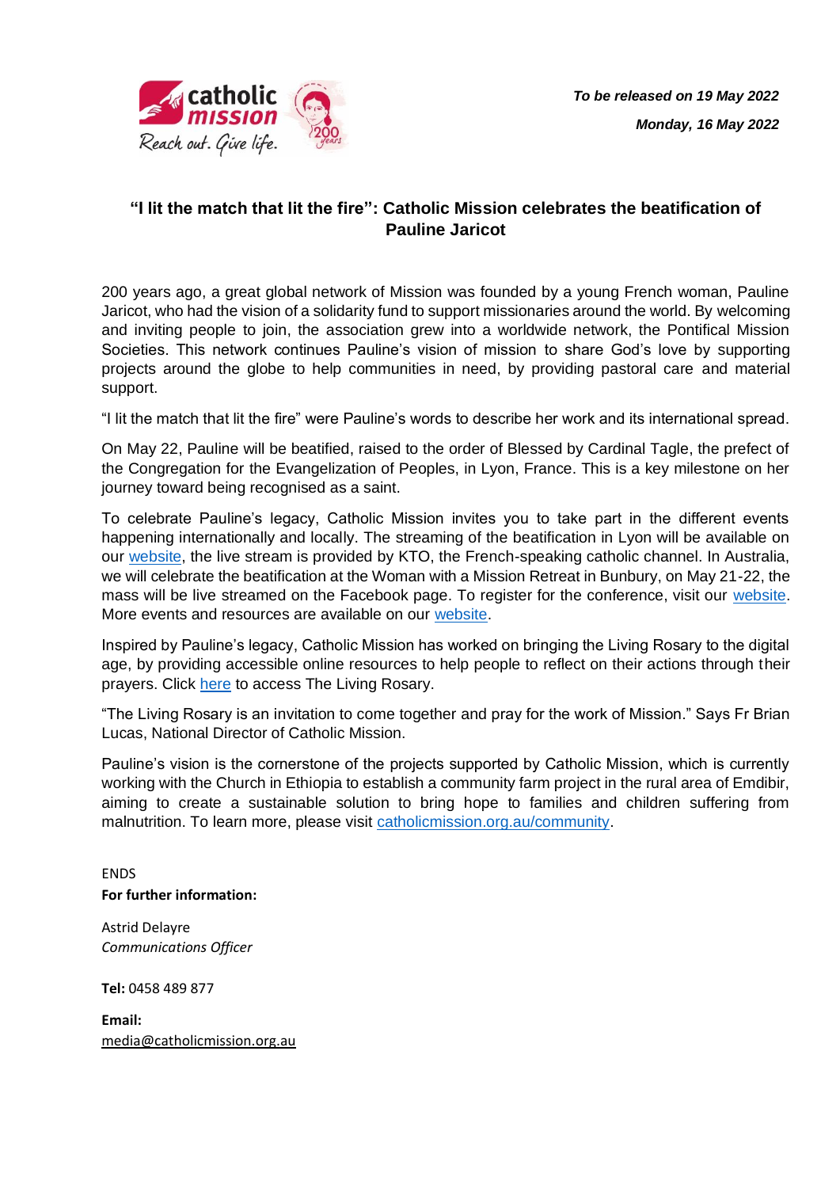*To be released on 19 May 2022*

*Monday, 16 May 2022*

## "I lit the match that lit the fire": Catholic Mission celebrates the beatification of Pauline Jaricot

200 years ago, a great global network of Mission was founded by a young French woman, Pauline Jaricot, who had the vision of a solidarity fund to support missionaries around the world. By welcoming and inviting people to join, the association grew into a worldwide network, the Pontifical Mission Societies. This network continues Pauline's vision of mission to share God's love by supporting projects around the globe to help communities in need, by providing pastoral care and material support.

"I lit the match that lit the fire" were Pauline's words to describe her work and its international spread.

On May 22, Pauline will be beatified, raised to the order of Blessed by Cardinal Tagle, the prefect of the Congregation for the Evangelization of Peoples, in Lyon, France. This is a key milestone on her journey toward being recognised as a saint.

To celebrate Pauline's legacy, Catholic Mission invites you to take part in the different events happening internationally and locally. The streaming of the beatification in Lyon will be available on our website, the live stream is provided by KTO, the French-speaking catholic channel. In Australia, we will celebrate the beatification at the Woman with a Mission Retreat in Bunbury, on May 21-22, the mass will be live streamed on the Facebook page. To register for the conference, visit our website. More events and resources are available on our website.

Inspired by Pauline's legacy, Catholic Mission has worked on bringing the Living Rosary to the digital age, by providing accessible online resources to help people to reflect on their actions through their prayers. Click here to access The Living Rosary.

"The Living Rosary is an invitation to come together and pray for the work of Mission." Says Fr Brian Lucas, National Director of Catholic Mission.

Pauline's vision is the cornerstone of the projects supported by Catholic Mission, which is currently working with the Church in Ethiopia to establish a community farm project in the rural area of Emdibir, aiming to create a sustainable solution to bring hope to families and children suffering from malnutrition. To learn more, please visit catholicmission.org.au/community.

ENDS

**For further information:**

Astrid Delayre
*Communications Officer*

**Tel:** 0458 489 877

**Email:**
media@catholicmission.org.au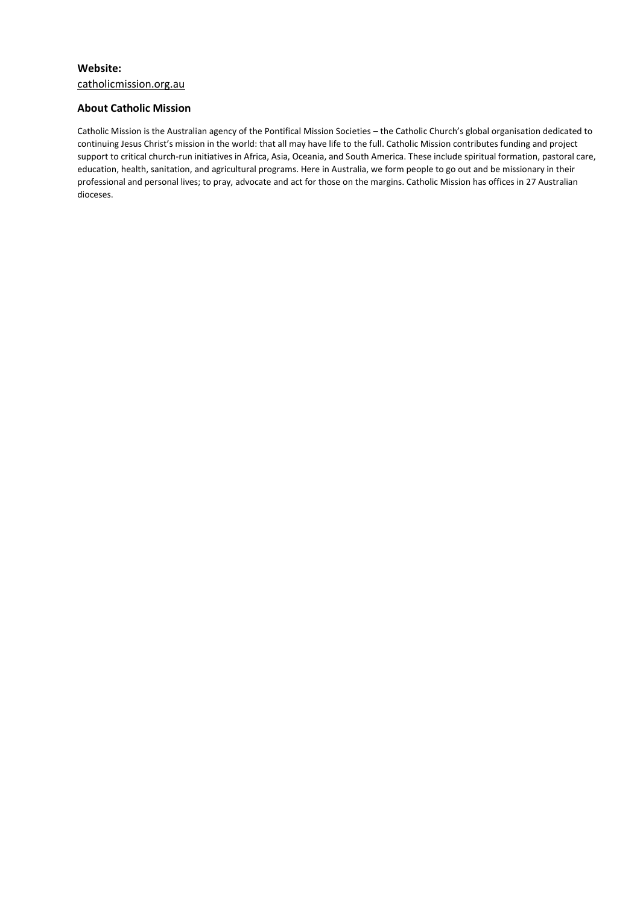**Website:**
catholicmission.org.au

### About Catholic Mission

Catholic Mission is the Australian agency of the Pontifical Mission Societies – the Catholic Church's global organisation dedicated to continuing Jesus Christ's mission in the world: that all may have life to the full. Catholic Mission contributes funding and project support to critical church-run initiatives in Africa, Asia, Oceania, and South America. These include spiritual formation, pastoral care, education, health, sanitation, and agricultural programs. Here in Australia, we form people to go out and be missionary in their professional and personal lives; to pray, advocate and act for those on the margins. Catholic Mission has offices in 27 Australian dioceses.